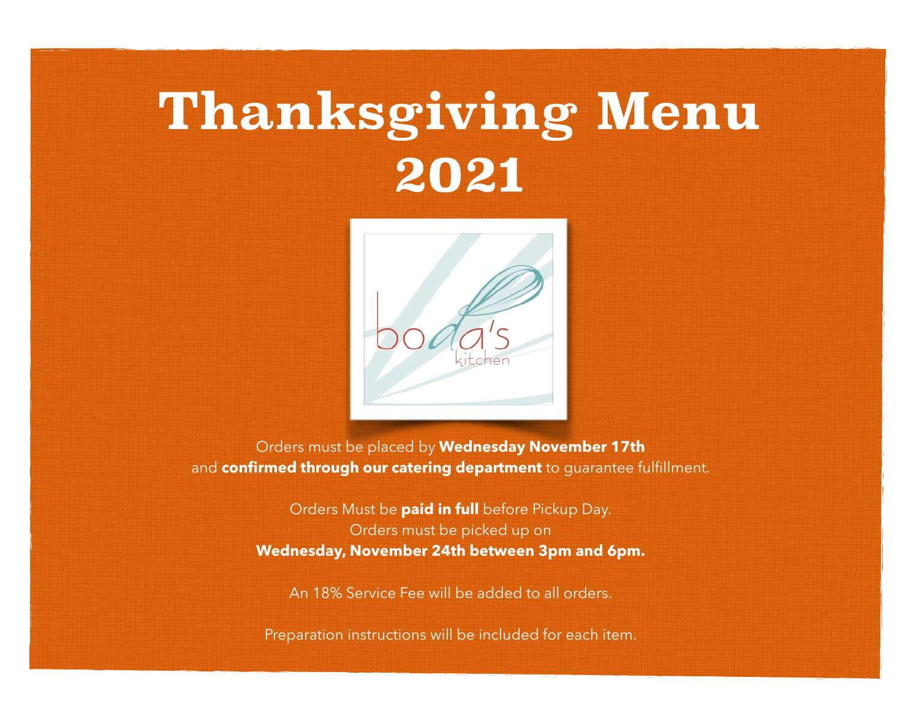# Thanksgiving Menu 2021

boda's kitchen

Orders must be placed by **Wednesday November 17th** and **confirmed through our catering department** to guarantee fulfillment.

Orders Must be **paid in full** before Pickup Day.
Orders must be picked up on
**Wednesday, November 24th between 3pm and 6pm.**

An 18% Service Fee will be added to all orders.

Preparation instructions will be included for each item.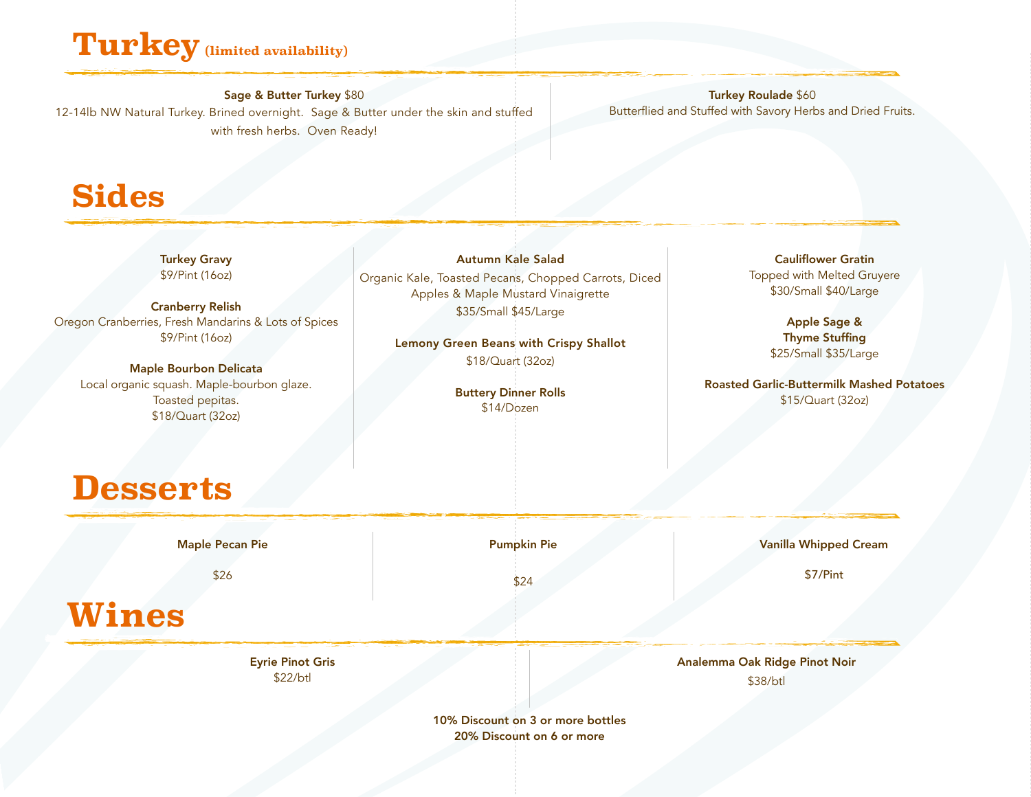# Turkey (limited availability)

**Sage & Butter Turkey** $80
12-14lb NW Natural Turkey. Brined overnight. Sage & Butter under the skin and stuffed with fresh herbs. Oven Ready!

**Turkey Roulade** $60
Butterflied and Stuffed with Savory Herbs and Dried Fruits.

# Sides

**Turkey Gravy**
$9/Pint (16oz)

**Cranberry Relish**
Oregon Cranberries, Fresh Mandarins & Lots of Spices
$9/Pint (16oz)

**Maple Bourbon Delicata**
Local organic squash. Maple-bourbon glaze.
Toasted pepitas.
$18/Quart (32oz)

**Autumn Kale Salad**
Organic Kale, Toasted Pecans, Chopped Carrots, Diced Apples & Maple Mustard Vinaigrette
$35/Small $45/Large

**Lemony Green Beans with Crispy Shallot**
$18/Quart (32oz)

**Buttery Dinner Rolls**
$14/Dozen

**Cauliflower Gratin**
Topped with Melted Gruyere
$30/Small $40/Large

**Apple Sage & Thyme Stuffing**
$25/Small $35/Large

**Roasted Garlic-Buttermilk Mashed Potatoes**
$15/Quart (32oz)

# Desserts

**Maple Pecan Pie**
$26

**Pumpkin Pie**
$24

**Vanilla Whipped Cream**
$7/Pint

# Wines

**Eyrie Pinot Gris**
$22/btl

**Analemma Oak Ridge Pinot Noir**
$38/btl

**10% Discount on 3 or more bottles**
**20% Discount on 6 or more**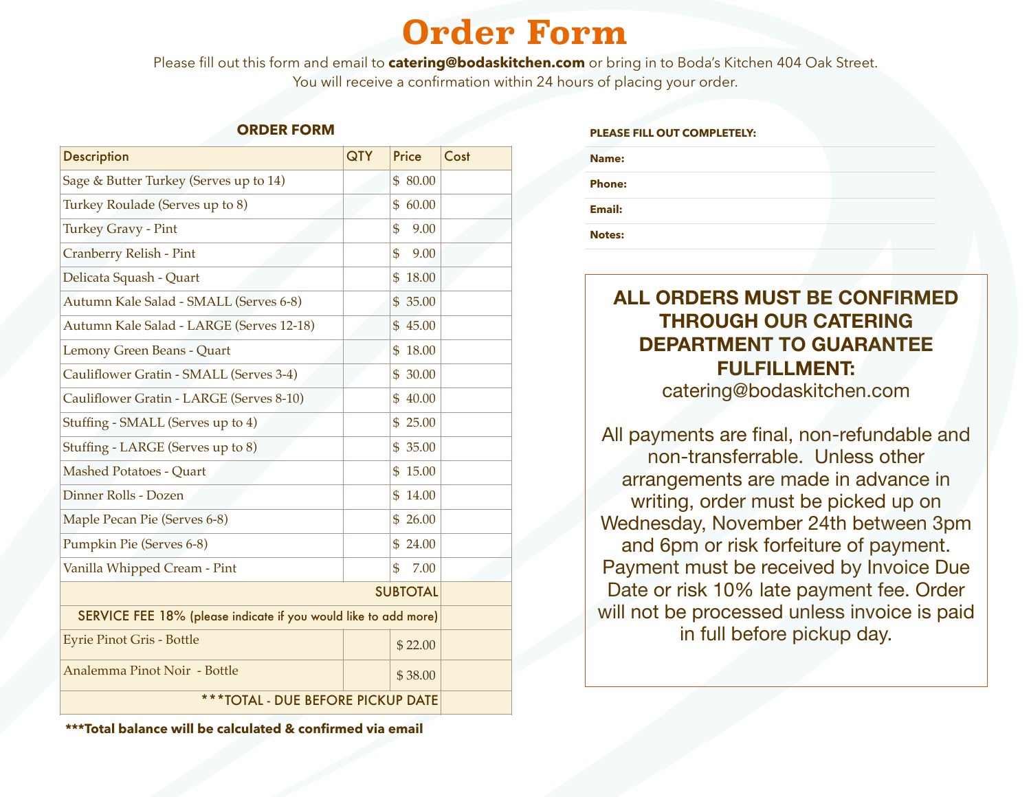# Order Form

Please fill out this form and email to **catering@bodaskitchen.com** or bring in to Boda's Kitchen 404 Oak Street.
You will receive a confirmation within 24 hours of placing your order.

## ORDER FORM

| Description | QTY | Price | Cost |
|---|---|---|---|
| Sage & Butter Turkey (Serves up to 14) | | $ 80.00 | |
| Turkey Roulade (Serves up to 8) | | $ 60.00 | |
| Turkey Gravy - Pint | | $ 9.00 | |
| Cranberry Relish - Pint | | $ 9.00 | |
| Delicata Squash - Quart | | $ 18.00 | |
| Autumn Kale Salad - SMALL (Serves 6-8) | | $ 35.00 | |
| Autumn Kale Salad - LARGE (Serves 12-18) | | $ 45.00 | |
| Lemony Green Beans - Quart | | $ 18.00 | |
| Cauliflower Gratin - SMALL (Serves 3-4) | | $ 30.00 | |
| Cauliflower Gratin - LARGE (Serves 8-10) | | $ 40.00 | |
| Stuffing - SMALL (Serves up to 4) | | $ 25.00 | |
| Stuffing - LARGE (Serves up to 8) | | $ 35.00 | |
| Mashed Potatoes - Quart | | $ 15.00 | |
| Dinner Rolls - Dozen | | $ 14.00 | |
| Maple Pecan Pie (Serves 6-8) | | $ 26.00 | |
| Pumpkin Pie (Serves 6-8) | | $ 24.00 | |
| Vanilla Whipped Cream - Pint | | $ 7.00 | |
| SUBTOTAL | | | |
| SERVICE FEE 18% (please indicate if you would like to add more) | | | |
| Eyrie Pinot Gris - Bottle | | $ 22.00 | |
| Analemma Pinot Noir - Bottle | | $ 38.00 | |
| ***TOTAL - DUE BEFORE PICKUP DATE | | | |

**\*\*\*Total balance will be calculated & confirmed via email**

**PLEASE FILL OUT COMPLETELY:**

**Name:**

**Phone:**

**Email:**

**Notes:**

**ALL ORDERS MUST BE CONFIRMED THROUGH OUR CATERING DEPARTMENT TO GUARANTEE FULFILLMENT:**
catering@bodaskitchen.com

All payments are final, non-refundable and non-transferrable. Unless other arrangements are made in advance in writing, order must be picked up on Wednesday, November 24th between 3pm and 6pm or risk forfeiture of payment. Payment must be received by Invoice Due Date or risk 10% late payment fee. Order will not be processed unless invoice is paid in full before pickup day.